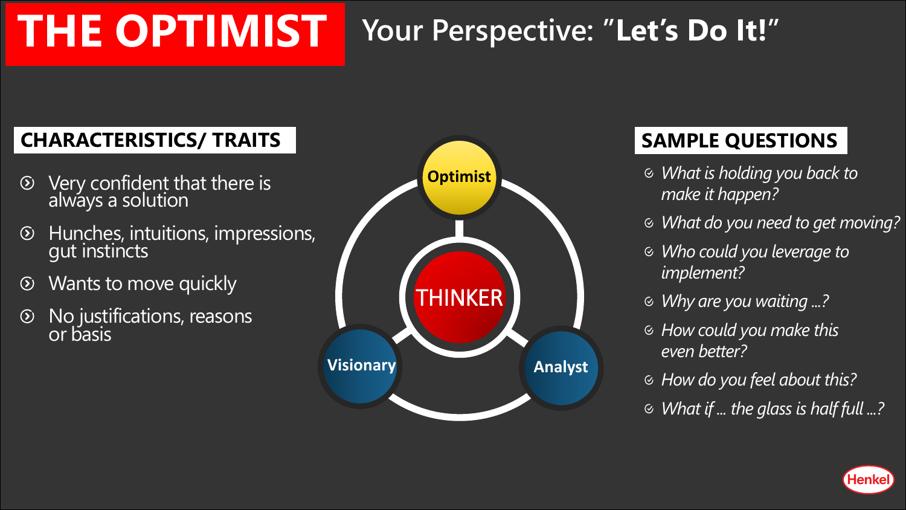# THE OPTIMIST

## Your Perspective: "**Let's Do It!**"

### CHARACTERISTICS/ TRAITS

- Very confident that there is always a solution
- Hunches, intuitions, impressions, gut instincts
- Wants to move quickly
- No justifications, reasons or basis

Optimist

THINKER

Visionary

Analyst

### SAMPLE QUESTIONS

- *What is holding you back to make it happen?*
- *What do you need to get moving?*
- *Who could you leverage to implement?*
- *Why are you waiting ...?*
- *How could you make this even better?*
- *How do you feel about this?*
- *What if ... the glass is half full ...?*

Henkel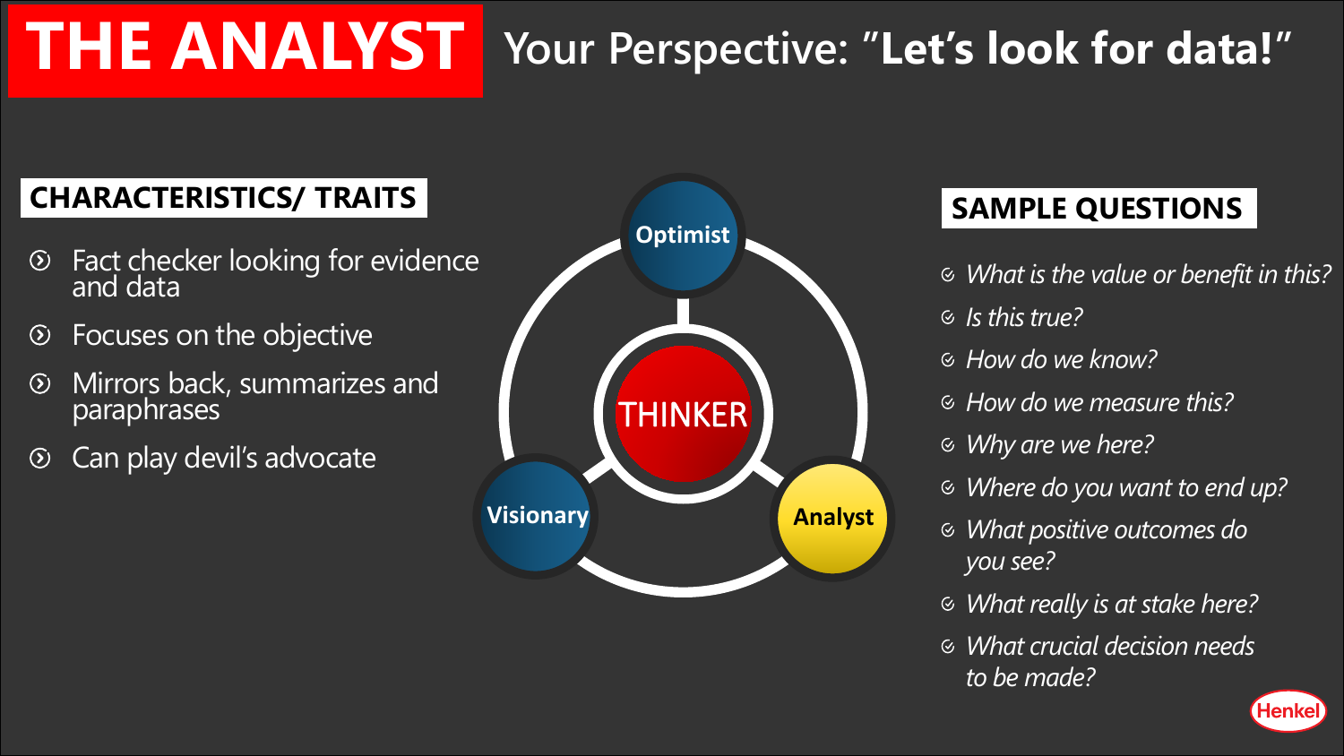# THE ANALYST

## Your Perspective: "**Let's look for data!**"

### CHARACTERISTICS/ TRAITS

- Fact checker looking for evidence and data
- Focuses on the objective
- Mirrors back, summarizes and paraphrases
- Can play devil's advocate

Optimist

THINKER

Visionary

Analyst

### SAMPLE QUESTIONS

- *What is the value or benefit in this?*
- *Is this true?*
- *How do we know?*
- *How do we measure this?*
- *Why are we here?*
- *Where do you want to end up?*
- *What positive outcomes do you see?*
- *What really is at stake here?*
- *What crucial decision needs to be made?*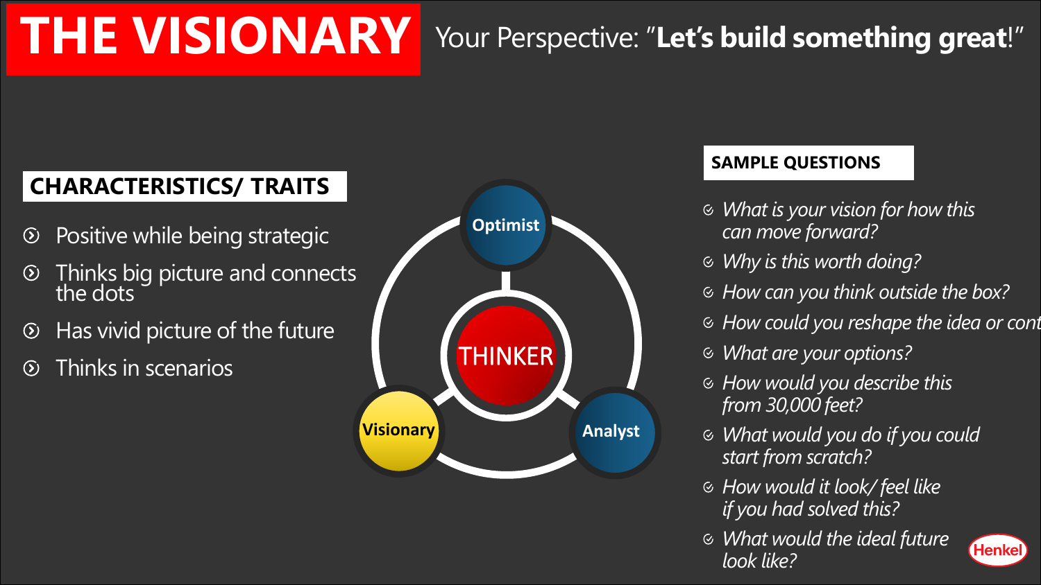# THE VISIONARY

Your Perspective: "**Let's build something great**!"

## CHARACTERISTICS/ TRAITS

- Positive while being strategic
- Thinks big picture and connects the dots
- Has vivid picture of the future
- Thinks in scenarios

Optimist

THINKER

Visionary

Analyst

## SAMPLE QUESTIONS

- *What is your vision for how this can move forward?*
- *Why is this worth doing?*
- *How can you think outside the box?*
- *How could you reshape the idea or cont*
- *What are your options?*
- *How would you describe this from 30,000 feet?*
- *What would you do if you could start from scratch?*
- *How would it look/ feel like if you had solved this?*
- *What would the ideal future look like?*

Henkel